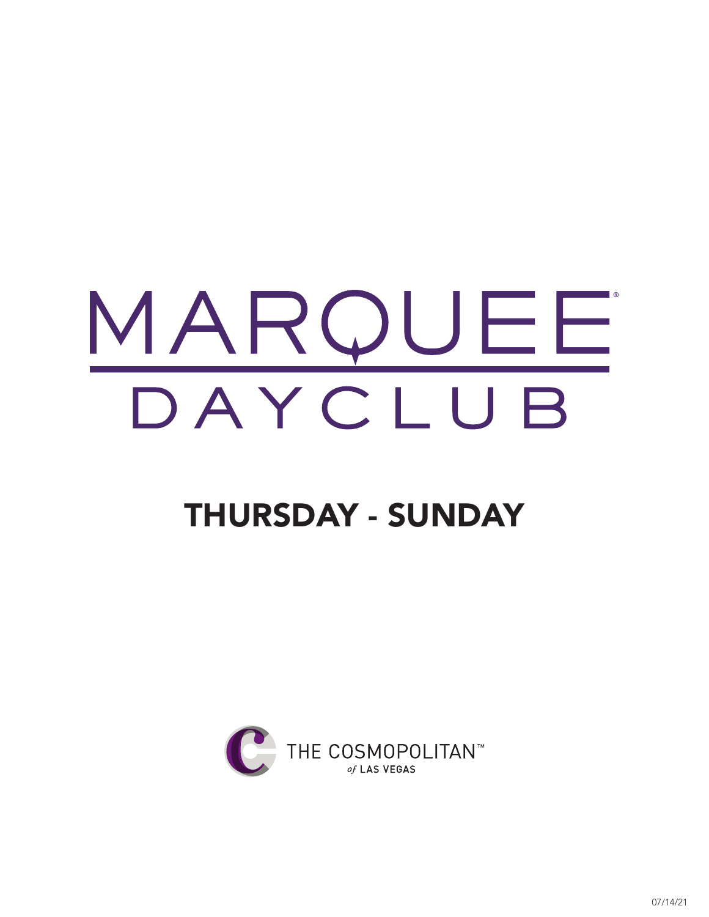# MARQUEE® DAYCLUB

## THURSDAY - SUNDAY

THE COSMOPOLITAN™ *of* LAS VEGAS

07/14/21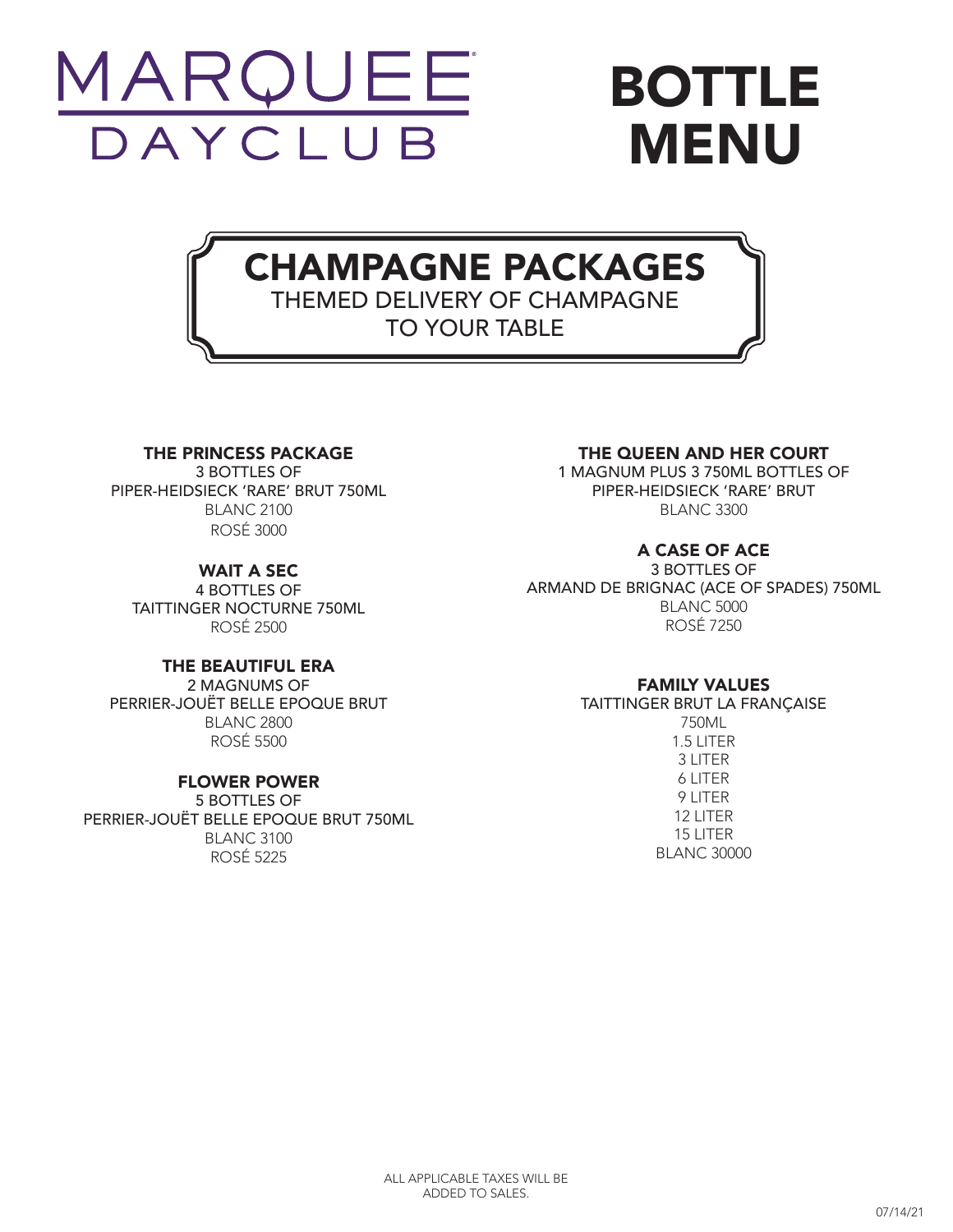# MARQUEE DAYCLUB

# BOTTLE MENU

## CHAMPAGNE PACKAGES

THEMED DELIVERY OF CHAMPAGNE TO YOUR TABLE

### THE PRINCESS PACKAGE

3 BOTTLES OF
PIPER-HEIDSIECK 'RARE' BRUT 750ML
BLANC 2100
ROSÉ 3000

### WAIT A SEC

4 BOTTLES OF
TAITTINGER NOCTURNE 750ML
ROSÉ 2500

### THE BEAUTIFUL ERA

2 MAGNUMS OF
PERRIER-JOUËT BELLE EPOQUE BRUT
BLANC 2800
ROSÉ 5500

### FLOWER POWER

5 BOTTLES OF
PERRIER-JOUËT BELLE EPOQUE BRUT 750ML
BLANC 3100
ROSÉ 5225

### THE QUEEN AND HER COURT

1 MAGNUM PLUS 3 750ML BOTTLES OF
PIPER-HEIDSIECK 'RARE' BRUT
BLANC 3300

### A CASE OF ACE

3 BOTTLES OF
ARMAND DE BRIGNAC (ACE OF SPADES) 750ML
BLANC 5000
ROSÉ 7250

### FAMILY VALUES

TAITTINGER BRUT LA FRANÇAISE
750ML
1.5 LITER
3 LITER
6 LITER
9 LITER
12 LITER
15 LITER
BLANC 30000

ALL APPLICABLE TAXES WILL BE ADDED TO SALES.

07/14/21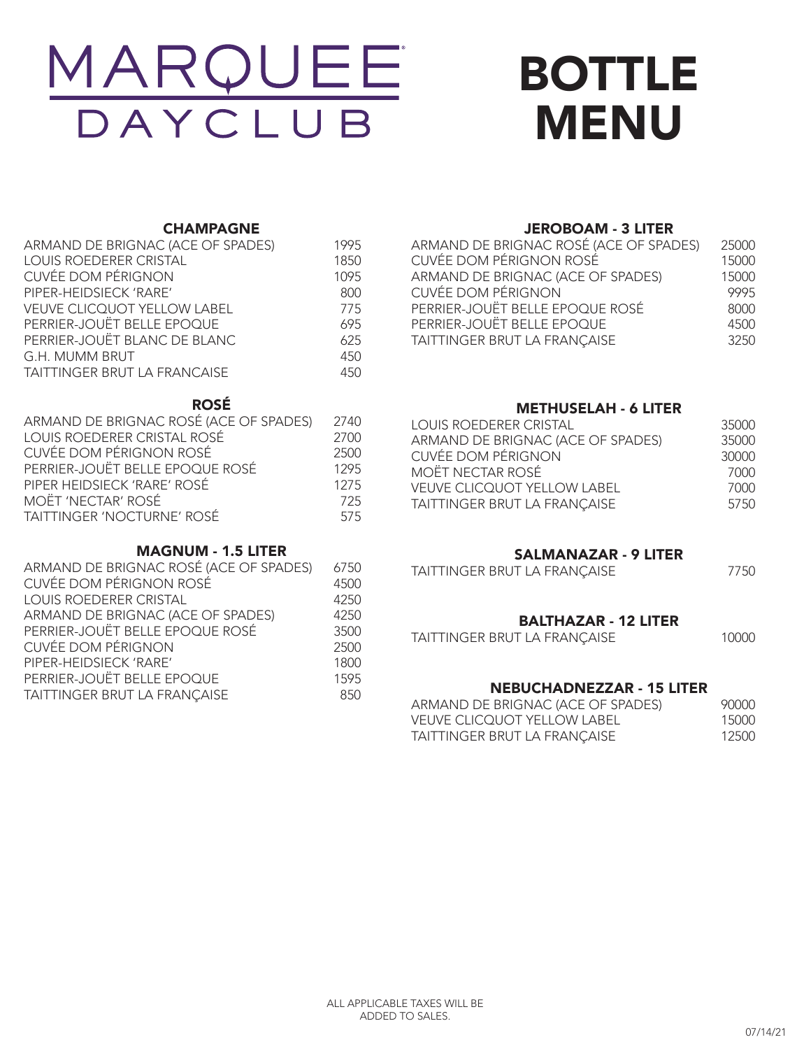# MARQUEE DAYCLUB

# BOTTLE MENU

## CHAMPAGNE

| Item | Price |
|---|---|
| ARMAND DE BRIGNAC (ACE OF SPADES) | 1995 |
| LOUIS ROEDERER CRISTAL | 1850 |
| CUVÉE DOM PÉRIGNON | 1095 |
| PIPER-HEIDSIECK 'RARE' | 800 |
| VEUVE CLICQUOT YELLOW LABEL | 775 |
| PERRIER-JOUËT BELLE EPOQUE | 695 |
| PERRIER-JOUËT BLANC DE BLANC | 625 |
| G.H. MUMM BRUT | 450 |
| TAITTINGER BRUT LA FRANCAISE | 450 |

## ROSÉ

| Item | Price |
|---|---|
| ARMAND DE BRIGNAC ROSÉ (ACE OF SPADES) | 2740 |
| LOUIS ROEDERER CRISTAL ROSÉ | 2700 |
| CUVÉE DOM PÉRIGNON ROSÉ | 2500 |
| PERRIER-JOUËT BELLE EPOQUE ROSÉ | 1295 |
| PIPER HEIDSIECK 'RARE' ROSÉ | 1275 |
| MOËT 'NECTAR' ROSÉ | 725 |
| TAITTINGER 'NOCTURNE' ROSÉ | 575 |

## MAGNUM - 1.5 LITER

| Item | Price |
|---|---|
| ARMAND DE BRIGNAC ROSÉ (ACE OF SPADES) | 6750 |
| CUVÉE DOM PÉRIGNON ROSÉ | 4500 |
| LOUIS ROEDERER CRISTAL | 4250 |
| ARMAND DE BRIGNAC (ACE OF SPADES) | 4250 |
| PERRIER-JOUËT BELLE EPOQUE ROSÉ | 3500 |
| CUVÉE DOM PÉRIGNON | 2500 |
| PIPER-HEIDSIECK 'RARE' | 1800 |
| PERRIER-JOUËT BELLE EPOQUE | 1595 |
| TAITTINGER BRUT LA FRANÇAISE | 850 |

## JEROBOAM - 3 LITER

| Item | Price |
|---|---|
| ARMAND DE BRIGNAC ROSÉ (ACE OF SPADES) | 25000 |
| CUVÉE DOM PÉRIGNON ROSÉ | 15000 |
| ARMAND DE BRIGNAC (ACE OF SPADES) | 15000 |
| CUVÉE DOM PÉRIGNON | 9995 |
| PERRIER-JOUËT BELLE EPOQUE ROSÉ | 8000 |
| PERRIER-JOUËT BELLE EPOQUE | 4500 |
| TAITTINGER BRUT LA FRANÇAISE | 3250 |

## METHUSELAH - 6 LITER

| Item | Price |
|---|---|
| LOUIS ROEDERER CRISTAL | 35000 |
| ARMAND DE BRIGNAC (ACE OF SPADES) | 35000 |
| CUVÉE DOM PÉRIGNON | 30000 |
| MOËT NECTAR ROSÉ | 7000 |
| VEUVE CLICQUOT YELLOW LABEL | 7000 |
| TAITTINGER BRUT LA FRANÇAISE | 5750 |

## SALMANAZAR - 9 LITER

| Item | Price |
|---|---|
| TAITTINGER BRUT LA FRANÇAISE | 7750 |

## BALTHAZAR - 12 LITER

| Item | Price |
|---|---|
| TAITTINGER BRUT LA FRANÇAISE | 10000 |

## NEBUCHADNEZZAR - 15 LITER

| Item | Price |
|---|---|
| ARMAND DE BRIGNAC (ACE OF SPADES) | 90000 |
| VEUVE CLICQUOT YELLOW LABEL | 15000 |
| TAITTINGER BRUT LA FRANÇAISE | 12500 |

ALL APPLICABLE TAXES WILL BE ADDED TO SALES.

07/14/21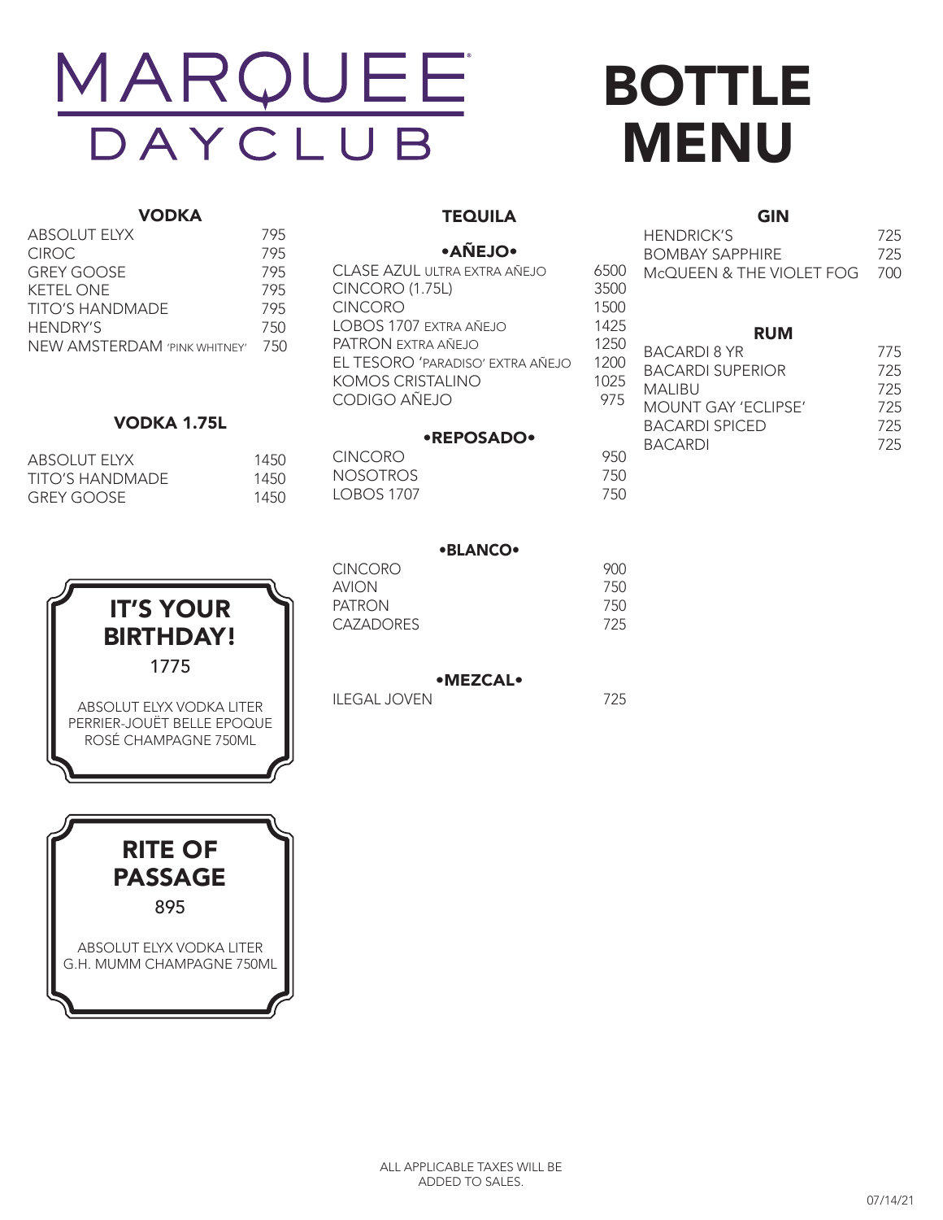# MARQUEE DAYCLUB

# BOTTLE MENU

## VODKA

| | |
|---|---|
| ABSOLUT ELYX | 795 |
| CIROC | 795 |
| GREY GOOSE | 795 |
| KETEL ONE | 795 |
| TITO'S HANDMADE | 795 |
| HENDRY'S | 750 |
| NEW AMSTERDAM 'PINK WHITNEY' | 750 |

## VODKA 1.75L

| | |
|---|---|
| ABSOLUT ELYX | 1450 |
| TITO'S HANDMADE | 1450 |
| GREY GOOSE | 1450 |

## IT'S YOUR BIRTHDAY!

1775

ABSOLUT ELYX VODKA LITER
PERRIER-JOUËT BELLE EPOQUE ROSÉ CHAMPAGNE 750ML

## RITE OF PASSAGE

895

ABSOLUT ELYX VODKA LITER
G.H. MUMM CHAMPAGNE 750ML

## TEQUILA

### •AÑEJO•

| | |
|---|---|
| CLASE AZUL ULTRA EXTRA AÑEJO | 6500 |
| CINCORO (1.75L) | 3500 |
| CINCORO | 1500 |
| LOBOS 1707 EXTRA AÑEJO | 1425 |
| PATRON EXTRA AÑEJO | 1250 |
| EL TESORO 'PARADISO' EXTRA AÑEJO | 1200 |
| KOMOS CRISTALINO | 1025 |
| CODIGO AÑEJO | 975 |

### •REPOSADO•

| | |
|---|---|
| CINCORO | 950 |
| NOSOTROS | 750 |
| LOBOS 1707 | 750 |

### •BLANCO•

| | |
|---|---|
| CINCORO | 900 |
| AVION | 750 |
| PATRON | 750 |
| CAZADORES | 725 |

### •MEZCAL•

| | |
|---|---|
| ILEGAL JOVEN | 725 |

## GIN

| | |
|---|---|
| HENDRICK'S | 725 |
| BOMBAY SAPPHIRE | 725 |
| McQUEEN & THE VIOLET FOG | 700 |

## RUM

| | |
|---|---|
| BACARDI 8 YR | 775 |
| BACARDI SUPERIOR | 725 |
| MALIBU | 725 |
| MOUNT GAY 'ECLIPSE' | 725 |
| BACARDI SPICED | 725 |
| BACARDI | 725 |

ALL APPLICABLE TAXES WILL BE ADDED TO SALES.

07/14/21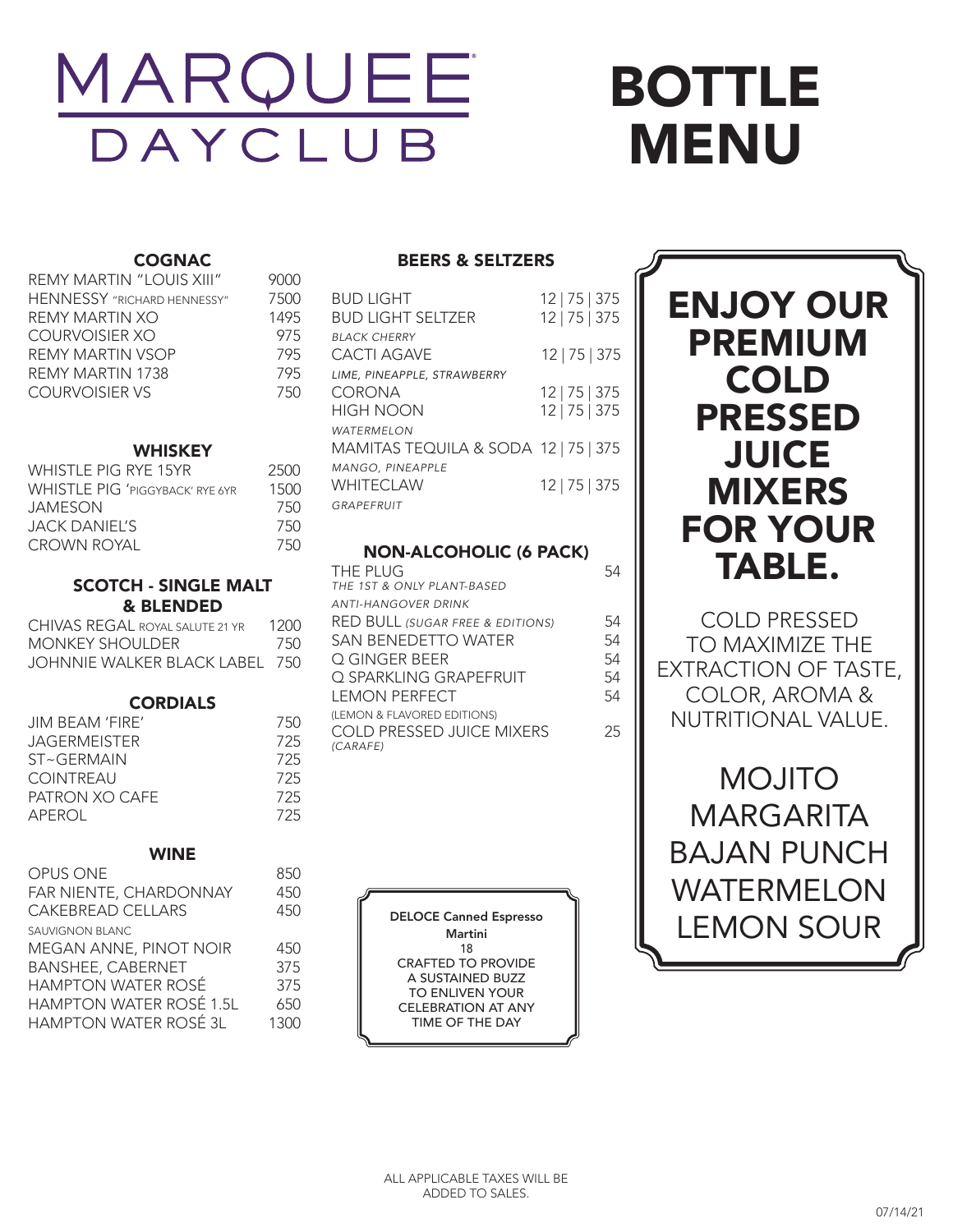# MARQUEE DAYCLUB

# BOTTLE MENU

## COGNAC

| | |
|---|---|
| REMY MARTIN "LOUIS XIII" | 9000 |
| HENNESSY "RICHARD HENNESSY" | 7500 |
| REMY MARTIN XO | 1495 |
| COURVOISIER XO | 975 |
| REMY MARTIN VSOP | 795 |
| REMY MARTIN 1738 | 795 |
| COURVOISIER VS | 750 |

## WHISKEY

| | |
|---|---|
| WHISTLE PIG RYE 15YR | 2500 |
| WHISTLE PIG 'PIGGYBACK' RYE 6YR | 1500 |
| JAMESON | 750 |
| JACK DANIEL'S | 750 |
| CROWN ROYAL | 750 |

## SCOTCH - SINGLE MALT & BLENDED

| | |
|---|---|
| CHIVAS REGAL ROYAL SALUTE 21 YR | 1200 |
| MONKEY SHOULDER | 750 |
| JOHNNIE WALKER BLACK LABEL | 750 |

## CORDIALS

| | |
|---|---|
| JIM BEAM 'FIRE' | 750 |
| JAGERMEISTER | 725 |
| ST~GERMAIN | 725 |
| COINTREAU | 725 |
| PATRON XO CAFE | 725 |
| APEROL | 725 |

## WINE

| | |
|---|---|
| OPUS ONE | 850 |
| FAR NIENTE, CHARDONNAY | 450 |
| CAKEBREAD CELLARS SAUVIGNON BLANC | 450 |
| MEGAN ANNE, PINOT NOIR | 450 |
| BANSHEE, CABERNET | 375 |
| HAMPTON WATER ROSÉ | 375 |
| HAMPTON WATER ROSÉ 1.5L | 650 |
| HAMPTON WATER ROSÉ 3L | 1300 |

## BEERS & SELTZERS

| | |
|---|---|
| BUD LIGHT | 12 \| 75 \| 375 |
| BUD LIGHT SELTZER *BLACK CHERRY* | 12 \| 75 \| 375 |
| CACTI AGAVE *LIME, PINEAPPLE, STRAWBERRY* | 12 \| 75 \| 375 |
| CORONA | 12 \| 75 \| 375 |
| HIGH NOON *WATERMELON* | 12 \| 75 \| 375 |
| MAMITAS TEQUILA & SODA *MANGO, PINEAPPLE* | 12 \| 75 \| 375 |
| WHITECLAW *GRAPEFRUIT* | 12 \| 75 \| 375 |

## NON-ALCOHOLIC (6 PACK)

| | |
|---|---|
| THE PLUG *THE 1ST & ONLY PLANT-BASED ANTI-HANGOVER DRINK* | 54 |
| RED BULL *(SUGAR FREE & EDITIONS)* | 54 |
| SAN BENEDETTO WATER | 54 |
| Q GINGER BEER | 54 |
| Q SPARKLING GRAPEFRUIT | 54 |
| LEMON PERFECT (LEMON & FLAVORED EDITIONS) | 54 |
| COLD PRESSED JUICE MIXERS *(CARAFE)* | 25 |

**DELOCE Canned Espresso Martini**
18
CRAFTED TO PROVIDE A SUSTAINED BUZZ TO ENLIVEN YOUR CELEBRATION AT ANY TIME OF THE DAY

## ENJOY OUR PREMIUM COLD PRESSED JUICE MIXERS FOR YOUR TABLE.

COLD PRESSED TO MAXIMIZE THE EXTRACTION OF TASTE, COLOR, AROMA & NUTRITIONAL VALUE.

MOJITO
MARGARITA
BAJAN PUNCH
WATERMELON
LEMON SOUR

ALL APPLICABLE TAXES WILL BE ADDED TO SALES.

07/14/21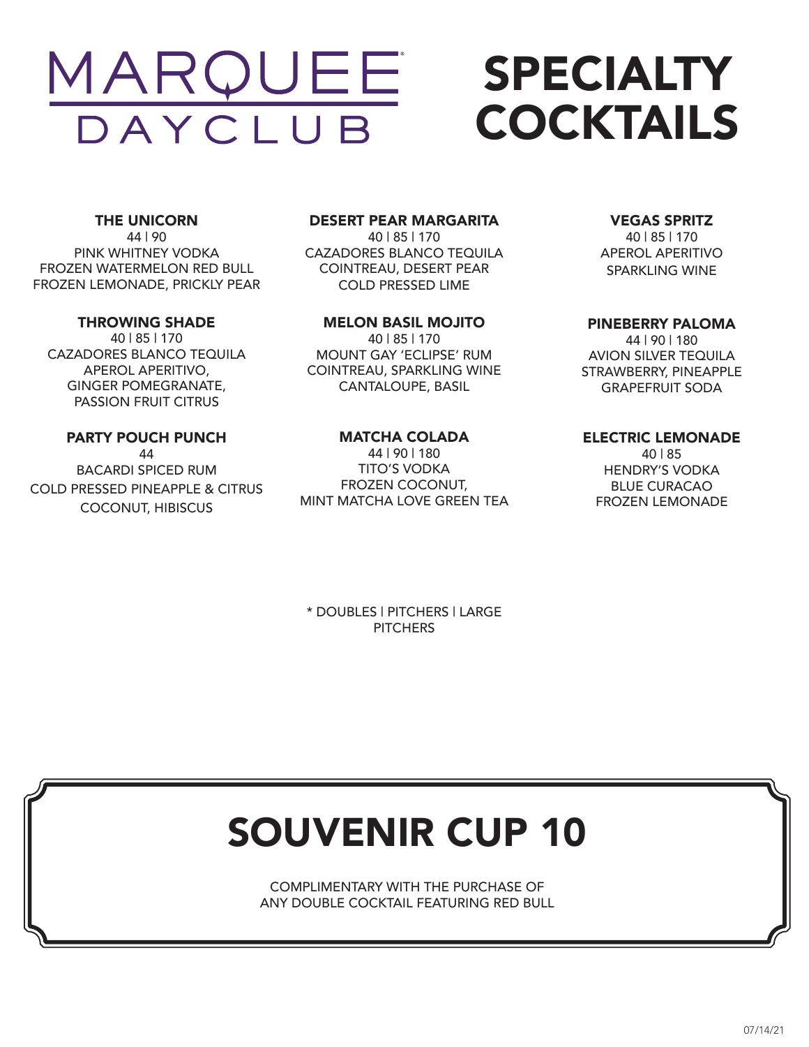# MARQUEE DAYCLUB

# SPECIALTY COCKTAILS

### THE UNICORN
44 | 90
PINK WHITNEY VODKA
FROZEN WATERMELON RED BULL
FROZEN LEMONADE, PRICKLY PEAR

### THROWING SHADE
40 | 85 | 170
CAZADORES BLANCO TEQUILA
APEROL APERITIVO,
GINGER POMEGRANATE,
PASSION FRUIT CITRUS

### PARTY POUCH PUNCH
44
BACARDI SPICED RUM
COLD PRESSED PINEAPPLE & CITRUS
COCONUT, HIBISCUS

### DESERT PEAR MARGARITA
40 | 85 | 170
CAZADORES BLANCO TEQUILA
COINTREAU, DESERT PEAR
COLD PRESSED LIME

### MELON BASIL MOJITO
40 | 85 | 170
MOUNT GAY 'ECLIPSE' RUM
COINTREAU, SPARKLING WINE
CANTALOUPE, BASIL

### MATCHA COLADA
44 | 90 | 180
TITO'S VODKA
FROZEN COCONUT,
MINT MATCHA LOVE GREEN TEA

### VEGAS SPRITZ
40 | 85 | 170
APEROL APERITIVO
SPARKLING WINE

### PINEBERRY PALOMA
44 | 90 | 180
AVION SILVER TEQUILA
STRAWBERRY, PINEAPPLE
GRAPEFRUIT SODA

### ELECTRIC LEMONADE
40 | 85
HENDRY'S VODKA
BLUE CURACAO
FROZEN LEMONADE

* DOUBLES | PITCHERS | LARGE PITCHERS

## SOUVENIR CUP 10

COMPLIMENTARY WITH THE PURCHASE OF
ANY DOUBLE COCKTAIL FEATURING RED BULL

07/14/21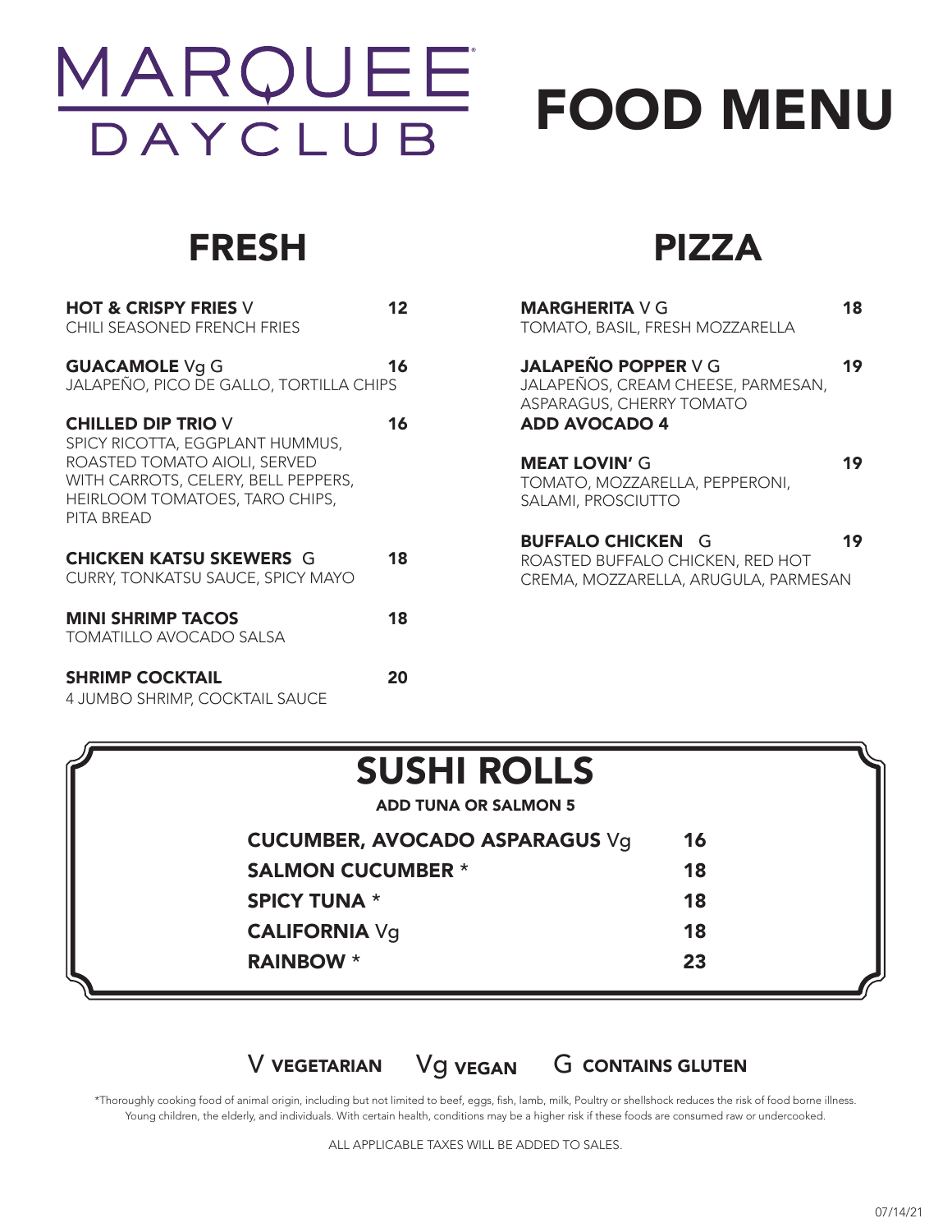# MARQUEE DAYCLUB

# FOOD MENU

## FRESH

**HOT & CRISPY FRIES** V — **12**
CHILI SEASONED FRENCH FRIES

**GUACAMOLE** Vg G — **16**
JALAPEÑO, PICO DE GALLO, TORTILLA CHIPS

**CHILLED DIP TRIO** V — **16**
SPICY RICOTTA, EGGPLANT HUMMUS, ROASTED TOMATO AIOLI, SERVED WITH CARROTS, CELERY, BELL PEPPERS, HEIRLOOM TOMATOES, TARO CHIPS, PITA BREAD

**CHICKEN KATSU SKEWERS** G — **18**
CURRY, TONKATSU SAUCE, SPICY MAYO

**MINI SHRIMP TACOS** — **18**
TOMATILLO AVOCADO SALSA

**SHRIMP COCKTAIL** — **20**
4 JUMBO SHRIMP, COCKTAIL SAUCE

## PIZZA

**MARGHERITA** V G — **18**
TOMATO, BASIL, FRESH MOZZARELLA

**JALAPEÑO POPPER** V G — **19**
JALAPEÑOS, CREAM CHEESE, PARMESAN, ASPARAGUS, CHERRY TOMATO
**ADD AVOCADO 4**

**MEAT LOVIN'** G — **19**
TOMATO, MOZZARELLA, PEPPERONI, SALAMI, PROSCIUTTO

**BUFFALO CHICKEN** G — **19**
ROASTED BUFFALO CHICKEN, RED HOT CREMA, MOZZARELLA, ARUGULA, PARMESAN

## SUSHI ROLLS

**ADD TUNA OR SALMON 5**

| | |
|---|---|
| **CUCUMBER, AVOCADO ASPARAGUS** Vg | **16** |
| **SALMON CUCUMBER** * | **18** |
| **SPICY TUNA** * | **18** |
| **CALIFORNIA** Vg | **18** |
| **RAINBOW** * | **23** |

V **VEGETARIAN** Vg **VEGAN** G **CONTAINS GLUTEN**

*Thoroughly cooking food of animal origin, including but not limited to beef, eggs, fish, lamb, milk, Poultry or shellshock reduces the risk of food borne illness. Young children, the elderly, and individuals. With certain health, conditions may be a higher risk if these foods are consumed raw or undercooked.

ALL APPLICABLE TAXES WILL BE ADDED TO SALES.

07/14/21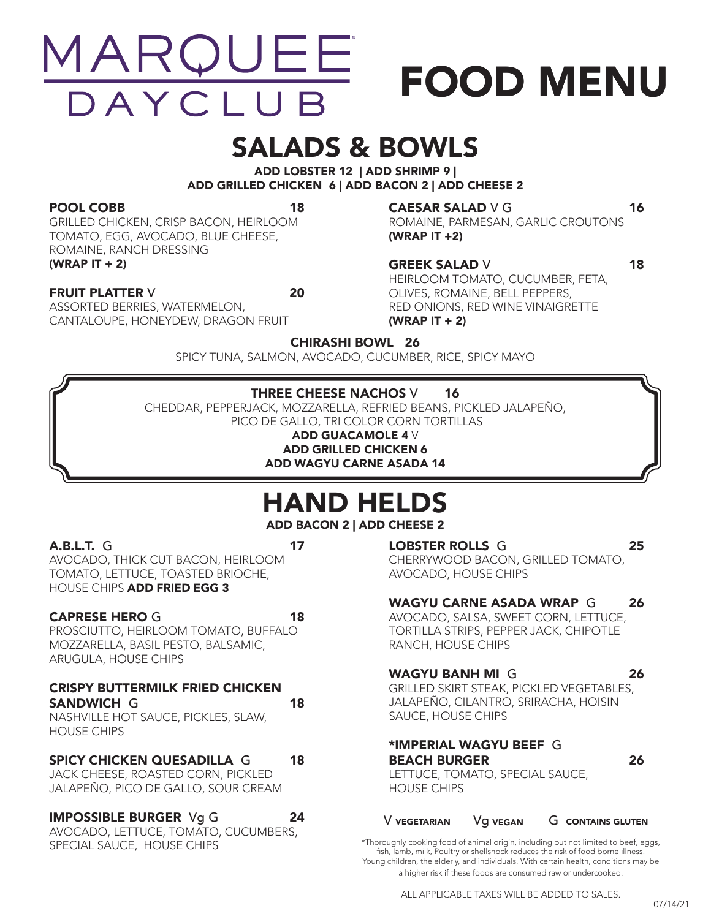# MARQUEE DAYCLUB

# FOOD MENU

## SALADS & BOWLS

**ADD LOBSTER 12 | ADD SHRIMP 9 | ADD GRILLED CHICKEN 6 | ADD BACON 2 | ADD CHEESE 2**

**POOL COBB** 18
GRILLED CHICKEN, CRISP BACON, HEIRLOOM TOMATO, EGG, AVOCADO, BLUE CHEESE, ROMAINE, RANCH DRESSING
**(WRAP IT + 2)**

**FRUIT PLATTER** V 20
ASSORTED BERRIES, WATERMELON, CANTALOUPE, HONEYDEW, DRAGON FRUIT

**CAESAR SALAD** V G 16
ROMAINE, PARMESAN, GARLIC CROUTONS
**(WRAP IT +2)**

**GREEK SALAD** V 18
HEIRLOOM TOMATO, CUCUMBER, FETA, OLIVES, ROMAINE, BELL PEPPERS, RED ONIONS, RED WINE VINAIGRETTE
**(WRAP IT + 2)**

**CHIRASHI BOWL 26**
SPICY TUNA, SALMON, AVOCADO, CUCUMBER, RICE, SPICY MAYO

**THREE CHEESE NACHOS** V 16
CHEDDAR, PEPPERJACK, MOZZARELLA, REFRIED BEANS, PICKLED JALAPEÑO, PICO DE GALLO, TRI COLOR CORN TORTILLAS
**ADD GUACAMOLE 4** V
**ADD GRILLED CHICKEN 6**
**ADD WAGYU CARNE ASADA 14**

## HAND HELDS

**ADD BACON 2 | ADD CHEESE 2**

**A.B.L.T.** G 17
AVOCADO, THICK CUT BACON, HEIRLOOM TOMATO, LETTUCE, TOASTED BRIOCHE, HOUSE CHIPS **ADD FRIED EGG 3**

**CAPRESE HERO** G 18
PROSCIUTTO, HEIRLOOM TOMATO, BUFFALO MOZZARELLA, BASIL PESTO, BALSAMIC, ARUGULA, HOUSE CHIPS

**CRISPY BUTTERMILK FRIED CHICKEN SANDWICH** G 18
NASHVILLE HOT SAUCE, PICKLES, SLAW, HOUSE CHIPS

**SPICY CHICKEN QUESADILLA** G 18
JACK CHEESE, ROASTED CORN, PICKLED JALAPEÑO, PICO DE GALLO, SOUR CREAM

**IMPOSSIBLE BURGER** Vg G 24
AVOCADO, LETTUCE, TOMATO, CUCUMBERS, SPECIAL SAUCE, HOUSE CHIPS

**LOBSTER ROLLS** G 25
CHERRYWOOD BACON, GRILLED TOMATO, AVOCADO, HOUSE CHIPS

**WAGYU CARNE ASADA WRAP** G 26
AVOCADO, SALSA, SWEET CORN, LETTUCE, TORTILLA STRIPS, PEPPER JACK, CHIPOTLE RANCH, HOUSE CHIPS

**WAGYU BANH MI** G 26
GRILLED SKIRT STEAK, PICKLED VEGETABLES, JALAPEÑO, CILANTRO, SRIRACHA, HOISIN SAUCE, HOUSE CHIPS

**\*IMPERIAL WAGYU BEEF BEACH BURGER** G 26
LETTUCE, TOMATO, SPECIAL SAUCE, HOUSE CHIPS

V **VEGETARIAN** Vg **VEGAN** G **CONTAINS GLUTEN**

*Thoroughly cooking food of animal origin, including but not limited to beef, eggs, fish, lamb, milk, Poultry or shellshock reduces the risk of food borne illness. Young children, the elderly, and individuals. With certain health, conditions may be a higher risk if these foods are consumed raw or undercooked.

ALL APPLICABLE TAXES WILL BE ADDED TO SALES.

07/14/21